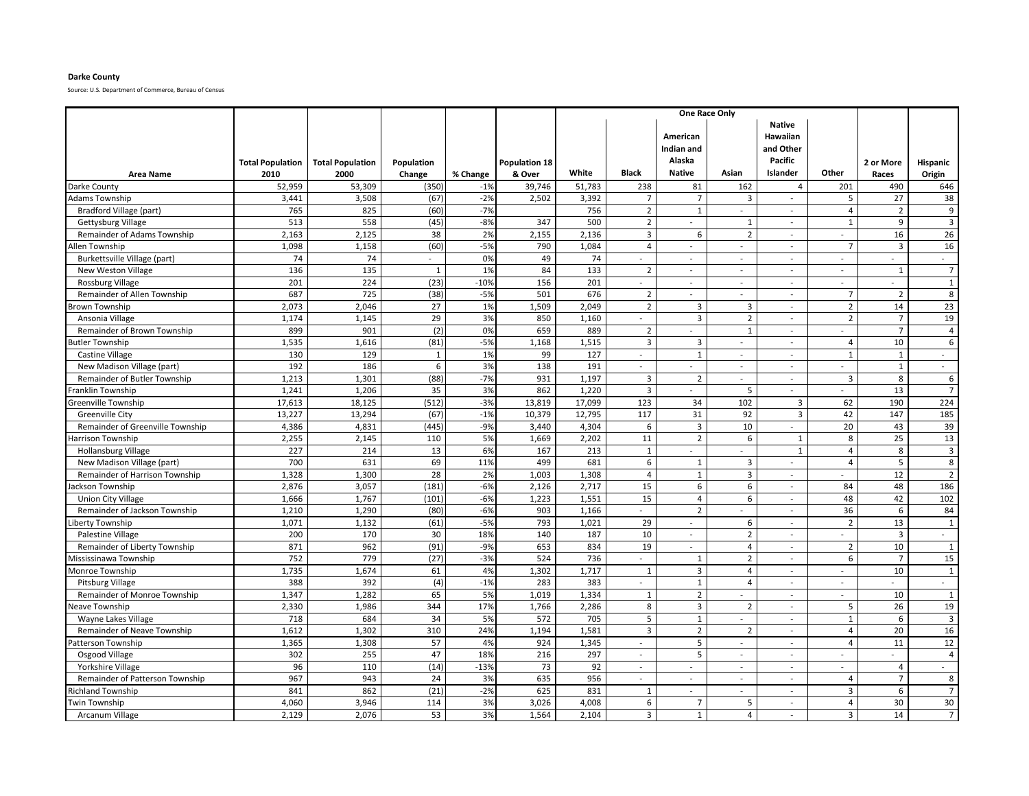**Darke County**

Source: U.S. Department of Commerce, Bureau of Census

| Area Name | Total Population 2010 | Total Population 2000 | Population Change | % Change | Population 18 & Over | One Race Only | | | | | | 2 or More Races | Hispanic Origin |
|---|---|---|---|---|---|---|---|---|---|---|---|---|---|
| | | | | | | White | Black | American Indian and Alaska Native | Asian | Native Hawaiian and Other Pacific Islander | Other | | |
| Darke County | 52,959 | 53,309 | (350) | -1% | 39,746 | 51,783 | 238 | 81 | 162 | 4 | 201 | 490 | 646 |
| Adams Township | 3,441 | 3,508 | (67) | -2% | 2,502 | 3,392 | 7 | 7 | 3 | - | 5 | 27 | 38 |
| Bradford Village (part) | 765 | 825 | (60) | -7% | | 756 | 2 | 1 | - | - | 4 | 2 | 9 |
| Gettysburg Village | 513 | 558 | (45) | -8% | 347 | 500 | 2 | - | 1 | - | 1 | 9 | 3 |
| Remainder of Adams Township | 2,163 | 2,125 | 38 | 2% | 2,155 | 2,136 | 3 | 6 | 2 | - | - | 16 | 26 |
| Allen Township | 1,098 | 1,158 | (60) | -5% | 790 | 1,084 | 4 | - | - | - | 7 | 3 | 16 |
| Burkettsville Village (part) | 74 | 74 | - | 0% | 49 | 74 | - | - | - | - | - | - | - |
| New Weston Village | 136 | 135 | 1 | 1% | 84 | 133 | 2 | - | - | - | - | 1 | 7 |
| Rossburg Village | 201 | 224 | (23) | -10% | 156 | 201 | - | - | - | - | - | - | 1 |
| Remainder of Allen Township | 687 | 725 | (38) | -5% | 501 | 676 | 2 | - | - | - | 7 | 2 | 8 |
| Brown Township | 2,073 | 2,046 | 27 | 1% | 1,509 | 2,049 | 2 | 3 | 3 | - | 2 | 14 | 23 |
| Ansonia Village | 1,174 | 1,145 | 29 | 3% | 850 | 1,160 | - | 3 | 2 | - | 2 | 7 | 19 |
| Remainder of Brown Township | 899 | 901 | (2) | 0% | 659 | 889 | 2 | - | 1 | - | - | 7 | 4 |
| Butler Township | 1,535 | 1,616 | (81) | -5% | 1,168 | 1,515 | 3 | 3 | - | - | 4 | 10 | 6 |
| Castine Village | 130 | 129 | 1 | 1% | 99 | 127 | - | 1 | - | - | 1 | 1 | - |
| New Madison Village (part) | 192 | 186 | 6 | 3% | 138 | 191 | - | - | - | - | - | 1 | - |
| Remainder of Butler Township | 1,213 | 1,301 | (88) | -7% | 931 | 1,197 | 3 | 2 | - | - | 3 | 8 | 6 |
| Franklin Township | 1,241 | 1,206 | 35 | 3% | 862 | 1,220 | 3 | - | 5 | - | - | 13 | 7 |
| Greenville Township | 17,613 | 18,125 | (512) | -3% | 13,819 | 17,099 | 123 | 34 | 102 | 3 | 62 | 190 | 224 |
| Greenville City | 13,227 | 13,294 | (67) | -1% | 10,379 | 12,795 | 117 | 31 | 92 | 3 | 42 | 147 | 185 |
| Remainder of Greenville Township | 4,386 | 4,831 | (445) | -9% | 3,440 | 4,304 | 6 | 3 | 10 | - | 20 | 43 | 39 |
| Harrison Township | 2,255 | 2,145 | 110 | 5% | 1,669 | 2,202 | 11 | 2 | 6 | 1 | 8 | 25 | 13 |
| Hollansburg Village | 227 | 214 | 13 | 6% | 167 | 213 | 1 | - | - | 1 | 4 | 8 | 3 |
| New Madison Village (part) | 700 | 631 | 69 | 11% | 499 | 681 | 6 | 1 | 3 | - | 4 | 5 | 8 |
| Remainder of Harrison Township | 1,328 | 1,300 | 28 | 2% | 1,003 | 1,308 | 4 | 1 | 3 | - | - | 12 | 2 |
| Jackson Township | 2,876 | 3,057 | (181) | -6% | 2,126 | 2,717 | 15 | 6 | 6 | - | 84 | 48 | 186 |
| Union City Village | 1,666 | 1,767 | (101) | -6% | 1,223 | 1,551 | 15 | 4 | 6 | - | 48 | 42 | 102 |
| Remainder of Jackson Township | 1,210 | 1,290 | (80) | -6% | 903 | 1,166 | - | 2 | - | - | 36 | 6 | 84 |
| Liberty Township | 1,071 | 1,132 | (61) | -5% | 793 | 1,021 | 29 | - | 6 | - | 2 | 13 | 1 |
| Palestine Village | 200 | 170 | 30 | 18% | 140 | 187 | 10 | - | 2 | - | - | 3 | - |
| Remainder of Liberty Township | 871 | 962 | (91) | -9% | 653 | 834 | 19 | - | 4 | - | 2 | 10 | 1 |
| Mississinawa Township | 752 | 779 | (27) | -3% | 524 | 736 | - | 1 | 2 | - | 6 | 7 | 15 |
| Monroe Township | 1,735 | 1,674 | 61 | 4% | 1,302 | 1,717 | 1 | 3 | 4 | - | - | 10 | 1 |
| Pitsburg Village | 388 | 392 | (4) | -1% | 283 | 383 | - | 1 | 4 | - | - | - | - |
| Remainder of Monroe Township | 1,347 | 1,282 | 65 | 5% | 1,019 | 1,334 | 1 | 2 | - | - | - | 10 | 1 |
| Neave Township | 2,330 | 1,986 | 344 | 17% | 1,766 | 2,286 | 8 | 3 | 2 | - | 5 | 26 | 19 |
| Wayne Lakes Village | 718 | 684 | 34 | 5% | 572 | 705 | 5 | 1 | - | - | 1 | 6 | 3 |
| Remainder of Neave Township | 1,612 | 1,302 | 310 | 24% | 1,194 | 1,581 | 3 | 2 | 2 | - | 4 | 20 | 16 |
| Patterson Township | 1,365 | 1,308 | 57 | 4% | 924 | 1,345 | - | 5 | - | - | 4 | 11 | 12 |
| Osgood Village | 302 | 255 | 47 | 18% | 216 | 297 | - | 5 | - | - | - | - | 4 |
| Yorkshire Village | 96 | 110 | (14) | -13% | 73 | 92 | - | - | - | - | - | 4 | - |
| Remainder of Patterson Township | 967 | 943 | 24 | 3% | 635 | 956 | - | - | - | - | 4 | 7 | 8 |
| Richland Township | 841 | 862 | (21) | -2% | 625 | 831 | 1 | - | - | - | 3 | 6 | 7 |
| Twin Township | 4,060 | 3,946 | 114 | 3% | 3,026 | 4,008 | 6 | 7 | 5 | - | 4 | 30 | 30 |
| Arcanum Village | 2,129 | 2,076 | 53 | 3% | 1,564 | 2,104 | 3 | 1 | 4 | - | 3 | 14 | 7 |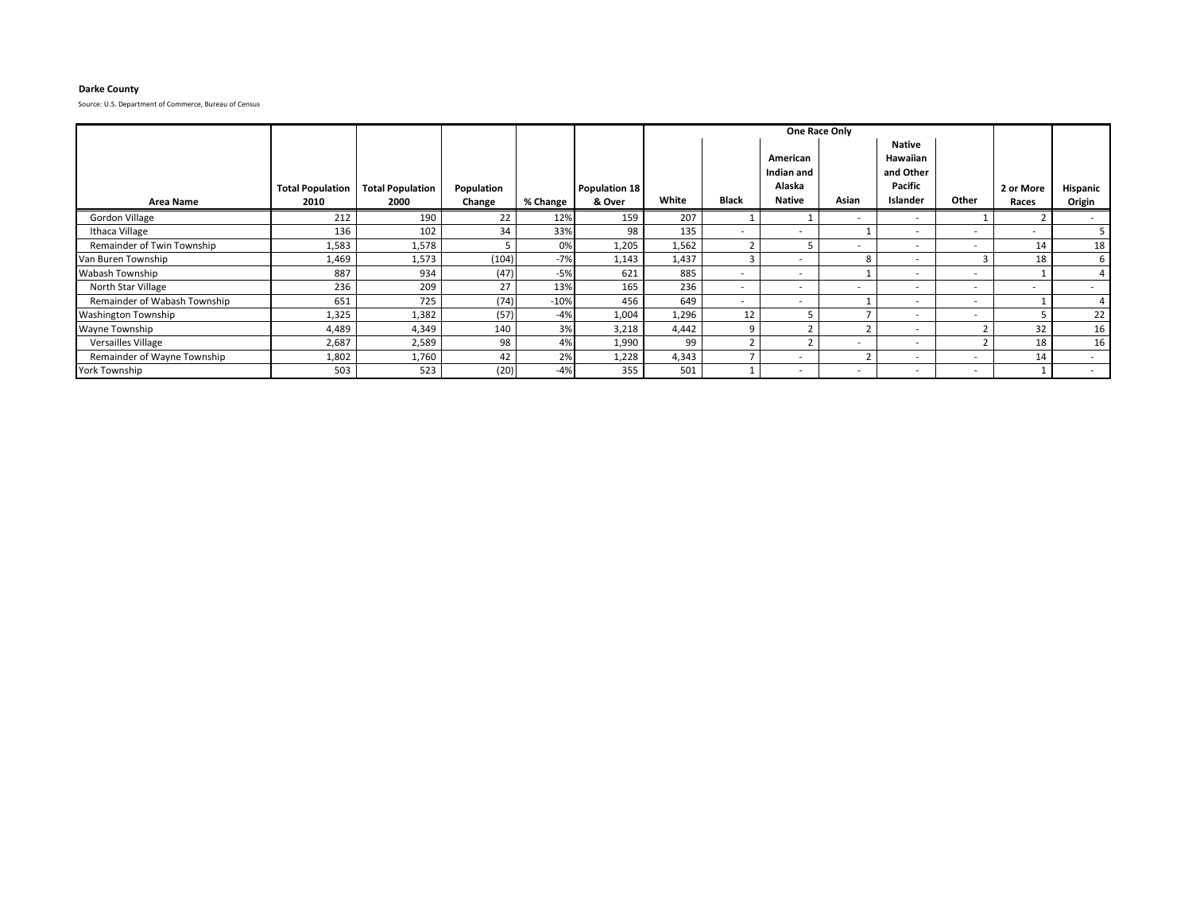**Darke County**

Source: U.S. Department of Commerce, Bureau of Census

| Area Name | Total Population 2010 | Total Population 2000 | Population Change | % Change | Population 18 & Over | One Race Only | | | | | | 2 or More Races | Hispanic Origin |
|---|---|---|---|---|---|---|---|---|---|---|---|---|---|
| | | | | | | White | Black | American Indian and Alaska Native | Asian | Native Hawaiian and Other Pacific Islander | Other | | |
| Gordon Village | 212 | 190 | 22 | 12% | 159 | 207 | 1 | 1 | - | - | 1 | 2 | - |
| Ithaca Village | 136 | 102 | 34 | 33% | 98 | 135 | - | - | 1 | - | - | - | 5 |
| Remainder of Twin Township | 1,583 | 1,578 | 5 | 0% | 1,205 | 1,562 | 2 | 5 | - | - | - | 14 | 18 |
| Van Buren Township | 1,469 | 1,573 | (104) | -7% | 1,143 | 1,437 | 3 | - | 8 | - | 3 | 18 | 6 |
| Wabash Township | 887 | 934 | (47) | -5% | 621 | 885 | - | - | 1 | - | - | 1 | 4 |
| North Star Village | 236 | 209 | 27 | 13% | 165 | 236 | - | - | - | - | - | - | - |
| Remainder of Wabash Township | 651 | 725 | (74) | -10% | 456 | 649 | - | - | 1 | - | - | 1 | 4 |
| Washington Township | 1,325 | 1,382 | (57) | -4% | 1,004 | 1,296 | 12 | 5 | 7 | - | - | 5 | 22 |
| Wayne Township | 4,489 | 4,349 | 140 | 3% | 3,218 | 4,442 | 9 | 2 | 2 | - | 2 | 32 | 16 |
| Versailles Village | 2,687 | 2,589 | 98 | 4% | 1,990 | 99 | 2 | 2 | - | - | 2 | 18 | 16 |
| Remainder of Wayne Township | 1,802 | 1,760 | 42 | 2% | 1,228 | 4,343 | 7 | - | 2 | - | - | 14 | - |
| York Township | 503 | 523 | (20) | -4% | 355 | 501 | 1 | - | - | - | - | 1 | - |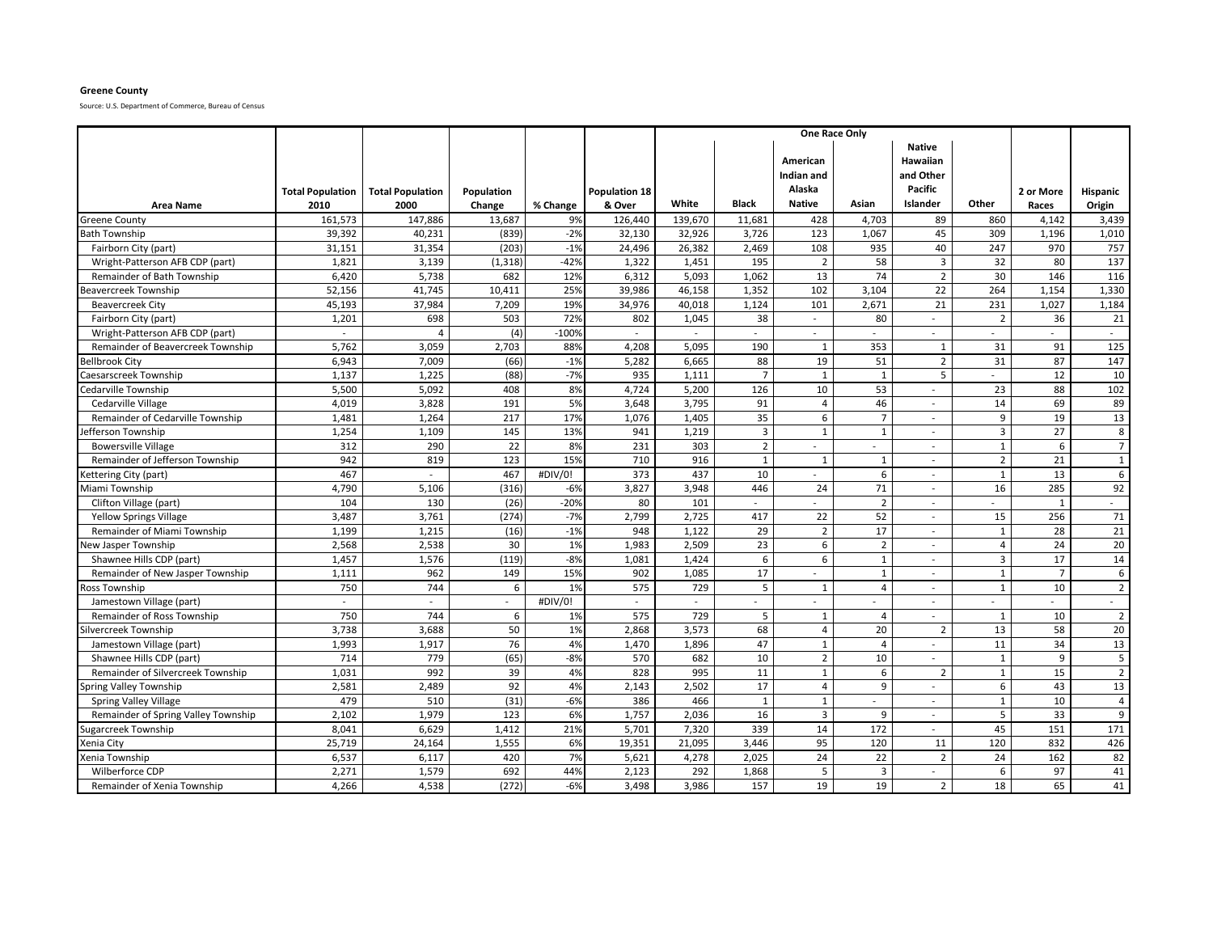**Greene County**

Source: U.S. Department of Commerce, Bureau of Census

| Area Name | Total Population 2010 | Total Population 2000 | Population Change | % Change | Population 18 & Over | One Race Only | | | | | | 2 or More Races | Hispanic Origin |
|---|---|---|---|---|---|---|---|---|---|---|---|---|---|
| | | | | | | White | Black | American Indian and Alaska Native | Asian | Native Hawaiian and Other Pacific Islander | Other | | |
| Greene County | 161,573 | 147,886 | 13,687 | 9% | 126,440 | 139,670 | 11,681 | 428 | 4,703 | 89 | 860 | 4,142 | 3,439 |
| Bath Township | 39,392 | 40,231 | (839) | -2% | 32,130 | 32,926 | 3,726 | 123 | 1,067 | 45 | 309 | 1,196 | 1,010 |
| Fairborn City (part) | 31,151 | 31,354 | (203) | -1% | 24,496 | 26,382 | 2,469 | 108 | 935 | 40 | 247 | 970 | 757 |
| Wright-Patterson AFB CDP (part) | 1,821 | 3,139 | (1,318) | -42% | 1,322 | 1,451 | 195 | 2 | 58 | 3 | 32 | 80 | 137 |
| Remainder of Bath Township | 6,420 | 5,738 | 682 | 12% | 6,312 | 5,093 | 1,062 | 13 | 74 | 2 | 30 | 146 | 116 |
| Beavercreek Township | 52,156 | 41,745 | 10,411 | 25% | 39,986 | 46,158 | 1,352 | 102 | 3,104 | 22 | 264 | 1,154 | 1,330 |
| Beavercreek City | 45,193 | 37,984 | 7,209 | 19% | 34,976 | 40,018 | 1,124 | 101 | 2,671 | 21 | 231 | 1,027 | 1,184 |
| Fairborn City (part) | 1,201 | 698 | 503 | 72% | 802 | 1,045 | 38 | - | 80 | - | 2 | 36 | 21 |
| Wright-Patterson AFB CDP (part) | - | 4 | (4) | -100% | - | - | - | - | - | - | - | - | - |
| Remainder of Beavercreek Township | 5,762 | 3,059 | 2,703 | 88% | 4,208 | 5,095 | 190 | 1 | 353 | 1 | 31 | 91 | 125 |
| Bellbrook City | 6,943 | 7,009 | (66) | -1% | 5,282 | 6,665 | 88 | 19 | 51 | 2 | 31 | 87 | 147 |
| Caesarscreek Township | 1,137 | 1,225 | (88) | -7% | 935 | 1,111 | 7 | 1 | 1 | 5 | - | 12 | 10 |
| Cedarville Township | 5,500 | 5,092 | 408 | 8% | 4,724 | 5,200 | 126 | 10 | 53 | - | 23 | 88 | 102 |
| Cedarville Village | 4,019 | 3,828 | 191 | 5% | 3,648 | 3,795 | 91 | 4 | 46 | - | 14 | 69 | 89 |
| Remainder of Cedarville Township | 1,481 | 1,264 | 217 | 17% | 1,076 | 1,405 | 35 | 6 | 7 | - | 9 | 19 | 13 |
| Jefferson Township | 1,254 | 1,109 | 145 | 13% | 941 | 1,219 | 3 | 1 | 1 | - | 3 | 27 | 8 |
| Bowersville Village | 312 | 290 | 22 | 8% | 231 | 303 | 2 | - | - | - | 1 | 6 | 7 |
| Remainder of Jefferson Township | 942 | 819 | 123 | 15% | 710 | 916 | 1 | 1 | 1 | - | 2 | 21 | 1 |
| Kettering City (part) | 467 | - | 467 | #DIV/0! | 373 | 437 | 10 | - | 6 | - | 1 | 13 | 6 |
| Miami Township | 4,790 | 5,106 | (316) | -6% | 3,827 | 3,948 | 446 | 24 | 71 | - | 16 | 285 | 92 |
| Clifton Village (part) | 104 | 130 | (26) | -20% | 80 | 101 | - | - | 2 | - | - | 1 | - |
| Yellow Springs Village | 3,487 | 3,761 | (274) | -7% | 2,799 | 2,725 | 417 | 22 | 52 | - | 15 | 256 | 71 |
| Remainder of Miami Township | 1,199 | 1,215 | (16) | -1% | 948 | 1,122 | 29 | 2 | 17 | - | 1 | 28 | 21 |
| New Jasper Township | 2,568 | 2,538 | 30 | 1% | 1,983 | 2,509 | 23 | 6 | 2 | - | 4 | 24 | 20 |
| Shawnee Hills CDP (part) | 1,457 | 1,576 | (119) | -8% | 1,081 | 1,424 | 6 | 6 | 1 | - | 3 | 17 | 14 |
| Remainder of New Jasper Township | 1,111 | 962 | 149 | 15% | 902 | 1,085 | 17 | - | 1 | - | 1 | 7 | 6 |
| Ross Township | 750 | 744 | 6 | 1% | 575 | 729 | 5 | 1 | 4 | - | 1 | 10 | 2 |
| Jamestown Village (part) | - | - | - | #DIV/0! | - | - | - | - | - | - | - | - | - |
| Remainder of Ross Township | 750 | 744 | 6 | 1% | 575 | 729 | 5 | 1 | 4 | - | 1 | 10 | 2 |
| Silvercreek Township | 3,738 | 3,688 | 50 | 1% | 2,868 | 3,573 | 68 | 4 | 20 | 2 | 13 | 58 | 20 |
| Jamestown Village (part) | 1,993 | 1,917 | 76 | 4% | 1,470 | 1,896 | 47 | 1 | 4 | - | 11 | 34 | 13 |
| Shawnee Hills CDP (part) | 714 | 779 | (65) | -8% | 570 | 682 | 10 | 2 | 10 | - | 1 | 9 | 5 |
| Remainder of Silvercreek Township | 1,031 | 992 | 39 | 4% | 828 | 995 | 11 | 1 | 6 | 2 | 1 | 15 | 2 |
| Spring Valley Township | 2,581 | 2,489 | 92 | 4% | 2,143 | 2,502 | 17 | 4 | 9 | - | 6 | 43 | 13 |
| Spring Valley Village | 479 | 510 | (31) | -6% | 386 | 466 | 1 | 1 | - | - | 1 | 10 | 4 |
| Remainder of Spring Valley Township | 2,102 | 1,979 | 123 | 6% | 1,757 | 2,036 | 16 | 3 | 9 | - | 5 | 33 | 9 |
| Sugarcreek Township | 8,041 | 6,629 | 1,412 | 21% | 5,701 | 7,320 | 339 | 14 | 172 | - | 45 | 151 | 171 |
| Xenia City | 25,719 | 24,164 | 1,555 | 6% | 19,351 | 21,095 | 3,446 | 95 | 120 | 11 | 120 | 832 | 426 |
| Xenia Township | 6,537 | 6,117 | 420 | 7% | 5,621 | 4,278 | 2,025 | 24 | 22 | 2 | 24 | 162 | 82 |
| Wilberforce CDP | 2,271 | 1,579 | 692 | 44% | 2,123 | 292 | 1,868 | 5 | 3 | - | 6 | 97 | 41 |
| Remainder of Xenia Township | 4,266 | 4,538 | (272) | -6% | 3,498 | 3,986 | 157 | 19 | 19 | 2 | 18 | 65 | 41 |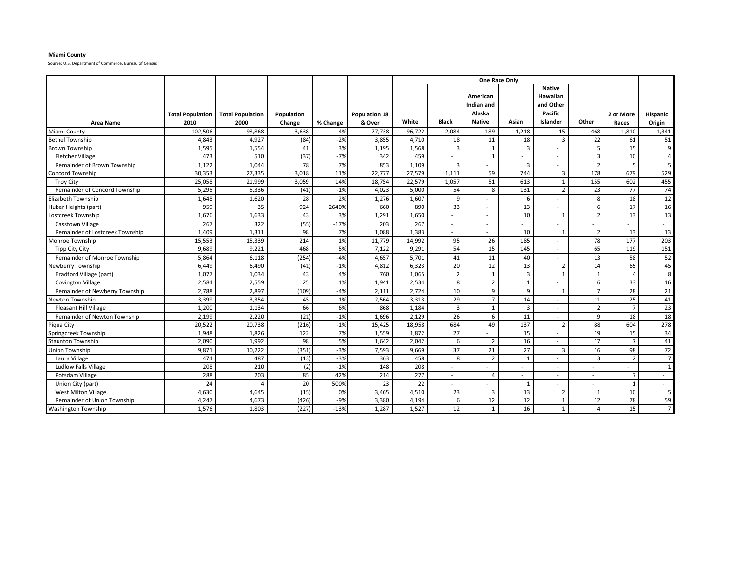**Miami County**

Source: U.S. Department of Commerce, Bureau of Census

| Area Name | Total Population 2010 | Total Population 2000 | Population Change | % Change | Population 18 & Over | One Race Only | | | | | | 2 or More Races | Hispanic Origin |
|---|---|---|---|---|---|---|---|---|---|---|---|---|---|
| | | | | | | White | Black | American Indian and Alaska Native | Asian | Native Hawaiian and Other Pacific Islander | Other | | |
| Miami County | 102,506 | 98,868 | 3,638 | 4% | 77,738 | 96,722 | 2,084 | 189 | 1,218 | 15 | 468 | 1,810 | 1,341 |
| Bethel Township | 4,843 | 4,927 | (84) | -2% | 3,855 | 4,710 | 18 | 11 | 18 | 3 | 22 | 61 | 51 |
| Brown Township | 1,595 | 1,554 | 41 | 3% | 1,195 | 1,568 | 3 | 1 | 3 | - | 5 | 15 | 9 |
| Fletcher Village | 473 | 510 | (37) | -7% | 342 | 459 | - | 1 | - | - | 3 | 10 | 4 |
| Remainder of Brown Township | 1,122 | 1,044 | 78 | 7% | 853 | 1,109 | 3 | - | 3 | - | 2 | 5 | 5 |
| Concord Township | 30,353 | 27,335 | 3,018 | 11% | 22,777 | 27,579 | 1,111 | 59 | 744 | 3 | 178 | 679 | 529 |
| Troy City | 25,058 | 21,999 | 3,059 | 14% | 18,754 | 22,579 | 1,057 | 51 | 613 | 1 | 155 | 602 | 455 |
| Remainder of Concord Township | 5,295 | 5,336 | (41) | -1% | 4,023 | 5,000 | 54 | 8 | 131 | 2 | 23 | 77 | 74 |
| Elizabeth Township | 1,648 | 1,620 | 28 | 2% | 1,276 | 1,607 | 9 | - | 6 | - | 8 | 18 | 12 |
| Huber Heights (part) | 959 | 35 | 924 | 2640% | 660 | 890 | 33 | - | 13 | - | 6 | 17 | 16 |
| Lostcreek Township | 1,676 | 1,633 | 43 | 3% | 1,291 | 1,650 | - | - | 10 | 1 | 2 | 13 | 13 |
| Casstown Village | 267 | 322 | (55) | -17% | 203 | 267 | - | - | - | - | - | - | - |
| Remainder of Lostcreek Township | 1,409 | 1,311 | 98 | 7% | 1,088 | 1,383 | - | - | 10 | 1 | 2 | 13 | 13 |
| Monroe Township | 15,553 | 15,339 | 214 | 1% | 11,779 | 14,992 | 95 | 26 | 185 | - | 78 | 177 | 203 |
| Tipp City City | 9,689 | 9,221 | 468 | 5% | 7,122 | 9,291 | 54 | 15 | 145 | - | 65 | 119 | 151 |
| Remainder of Monroe Township | 5,864 | 6,118 | (254) | -4% | 4,657 | 5,701 | 41 | 11 | 40 | - | 13 | 58 | 52 |
| Newberry Township | 6,449 | 6,490 | (41) | -1% | 4,812 | 6,323 | 20 | 12 | 13 | 2 | 14 | 65 | 45 |
| Bradford Village (part) | 1,077 | 1,034 | 43 | 4% | 760 | 1,065 | 2 | 1 | 3 | 1 | 1 | 4 | 8 |
| Covington Village | 2,584 | 2,559 | 25 | 1% | 1,941 | 2,534 | 8 | 2 | 1 | - | 6 | 33 | 16 |
| Remainder of Newberry Township | 2,788 | 2,897 | (109) | -4% | 2,111 | 2,724 | 10 | 9 | 9 | 1 | 7 | 28 | 21 |
| Newton Township | 3,399 | 3,354 | 45 | 1% | 2,564 | 3,313 | 29 | 7 | 14 | - | 11 | 25 | 41 |
| Pleasant Hill Village | 1,200 | 1,134 | 66 | 6% | 868 | 1,184 | 3 | 1 | 3 | - | 2 | 7 | 23 |
| Remainder of Newton Township | 2,199 | 2,220 | (21) | -1% | 1,696 | 2,129 | 26 | 6 | 11 | - | 9 | 18 | 18 |
| Piqua City | 20,522 | 20,738 | (216) | -1% | 15,425 | 18,958 | 684 | 49 | 137 | 2 | 88 | 604 | 278 |
| Springcreek Township | 1,948 | 1,826 | 122 | 7% | 1,559 | 1,872 | 27 | - | 15 | - | 19 | 15 | 34 |
| Staunton Township | 2,090 | 1,992 | 98 | 5% | 1,642 | 2,042 | 6 | 2 | 16 | - | 17 | 7 | 41 |
| Union Township | 9,871 | 10,222 | (351) | -3% | 7,593 | 9,669 | 37 | 21 | 27 | 3 | 16 | 98 | 72 |
| Laura Village | 474 | 487 | (13) | -3% | 363 | 458 | 8 | 2 | 1 | - | 3 | 2 | 7 |
| Ludlow Falls Village | 208 | 210 | (2) | -1% | 148 | 208 | - | - | - | - | - | - | 1 |
| Potsdam Village | 288 | 203 | 85 | 42% | 214 | 277 | - | 4 | - | - | - | 7 | - |
| Union City (part) | 24 | 4 | 20 | 500% | 23 | 22 | - | - | 1 | - | - | 1 | - |
| West Milton Village | 4,630 | 4,645 | (15) | 0% | 3,465 | 4,510 | 23 | 3 | 13 | 2 | 1 | 10 | 5 |
| Remainder of Union Township | 4,247 | 4,673 | (426) | -9% | 3,380 | 4,194 | 6 | 12 | 12 | 1 | 12 | 78 | 59 |
| Washington Township | 1,576 | 1,803 | (227) | -13% | 1,287 | 1,527 | 12 | 1 | 16 | 1 | 4 | 15 | 7 |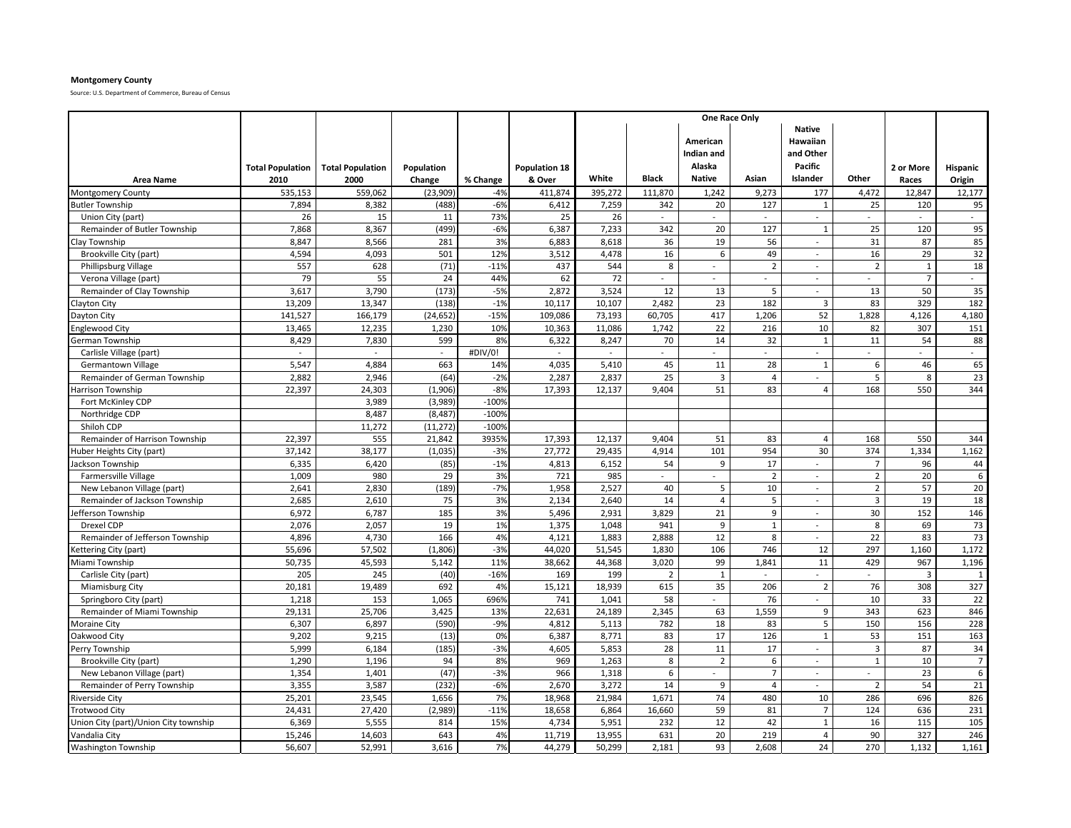**Montgomery County**

Source: U.S. Department of Commerce, Bureau of Census

| Area Name | Total Population 2010 | Total Population 2000 | Population Change | % Change | Population 18 & Over | One Race Only White | Black | American Indian and Alaska Native | Asian | Native Hawaiian and Other Pacific Islander | Other | 2 or More Races | Hispanic Origin |
|---|---|---|---|---|---|---|---|---|---|---|---|---|---|
| Montgomery County | 535,153 | 559,062 | (23,909) | -4% | 411,874 | 395,272 | 111,870 | 1,242 | 9,273 | 177 | 4,472 | 12,847 | 12,177 |
| Butler Township | 7,894 | 8,382 | (488) | -6% | 6,412 | 7,259 | 342 | 20 | 127 | 1 | 25 | 120 | 95 |
| Union City (part) | 26 | 15 | 11 | 73% | 25 | 26 | - | - | - | - | - | - | - |
| Remainder of Butler Township | 7,868 | 8,367 | (499) | -6% | 6,387 | 7,233 | 342 | 20 | 127 | 1 | 25 | 120 | 95 |
| Clay Township | 8,847 | 8,566 | 281 | 3% | 6,883 | 8,618 | 36 | 19 | 56 | - | 31 | 87 | 85 |
| Brookville City (part) | 4,594 | 4,093 | 501 | 12% | 3,512 | 4,478 | 16 | 6 | 49 | - | 16 | 29 | 32 |
| Phillipsburg Village | 557 | 628 | (71) | -11% | 437 | 544 | 8 | - | 2 | - | 2 | 1 | 18 |
| Verona Village (part) | 79 | 55 | 24 | 44% | 62 | 72 | - | - | - | - | - | 7 | - |
| Remainder of Clay Township | 3,617 | 3,790 | (173) | -5% | 2,872 | 3,524 | 12 | 13 | 5 | - | 13 | 50 | 35 |
| Clayton City | 13,209 | 13,347 | (138) | -1% | 10,117 | 10,107 | 2,482 | 23 | 182 | 3 | 83 | 329 | 182 |
| Dayton City | 141,527 | 166,179 | (24,652) | -15% | 109,086 | 73,193 | 60,705 | 417 | 1,206 | 52 | 1,828 | 4,126 | 4,180 |
| Englewood City | 13,465 | 12,235 | 1,230 | 10% | 10,363 | 11,086 | 1,742 | 22 | 216 | 10 | 82 | 307 | 151 |
| German Township | 8,429 | 7,830 | 599 | 8% | 6,322 | 8,247 | 70 | 14 | 32 | 1 | 11 | 54 | 88 |
| Carlisle Village (part) | - | - | - | #DIV/0! | - | - | - | - | - | - | - | - | - |
| Germantown Village | 5,547 | 4,884 | 663 | 14% | 4,035 | 5,410 | 45 | 11 | 28 | 1 | 6 | 46 | 65 |
| Remainder of German Township | 2,882 | 2,946 | (64) | -2% | 2,287 | 2,837 | 25 | 3 | 4 | - | 5 | 8 | 23 |
| Harrison Township | 22,397 | 24,303 | (1,906) | -8% | 17,393 | 12,137 | 9,404 | 51 | 83 | 4 | 168 | 550 | 344 |
| Fort McKinley CDP | | 3,989 | (3,989) | -100% | | | | | | | | | |
| Northridge CDP | | 8,487 | (8,487) | -100% | | | | | | | | | |
| Shiloh CDP | | 11,272 | (11,272) | -100% | | | | | | | | | |
| Remainder of Harrison Township | 22,397 | 555 | 21,842 | 3935% | 17,393 | 12,137 | 9,404 | 51 | 83 | 4 | 168 | 550 | 344 |
| Huber Heights City (part) | 37,142 | 38,177 | (1,035) | -3% | 27,772 | 29,435 | 4,914 | 101 | 954 | 30 | 374 | 1,334 | 1,162 |
| Jackson Township | 6,335 | 6,420 | (85) | -1% | 4,813 | 6,152 | 54 | 9 | 17 | - | 7 | 96 | 44 |
| Farmersville Village | 1,009 | 980 | 29 | 3% | 721 | 985 | - | - | 2 | - | 2 | 20 | 6 |
| New Lebanon Village (part) | 2,641 | 2,830 | (189) | -7% | 1,958 | 2,527 | 40 | 5 | 10 | - | 2 | 57 | 20 |
| Remainder of Jackson Township | 2,685 | 2,610 | 75 | 3% | 2,134 | 2,640 | 14 | 4 | 5 | - | 3 | 19 | 18 |
| Jefferson Township | 6,972 | 6,787 | 185 | 3% | 5,496 | 2,931 | 3,829 | 21 | 9 | - | 30 | 152 | 146 |
| Drexel CDP | 2,076 | 2,057 | 19 | 1% | 1,375 | 1,048 | 941 | 9 | 1 | - | 8 | 69 | 73 |
| Remainder of Jefferson Township | 4,896 | 4,730 | 166 | 4% | 4,121 | 1,883 | 2,888 | 12 | 8 | - | 22 | 83 | 73 |
| Kettering City (part) | 55,696 | 57,502 | (1,806) | -3% | 44,020 | 51,545 | 1,830 | 106 | 746 | 12 | 297 | 1,160 | 1,172 |
| Miami Township | 50,735 | 45,593 | 5,142 | 11% | 38,662 | 44,368 | 3,020 | 99 | 1,841 | 11 | 429 | 967 | 1,196 |
| Carlisle City (part) | 205 | 245 | (40) | -16% | 169 | 199 | 2 | 1 | - | - | - | 3 | 1 |
| Miamisburg City | 20,181 | 19,489 | 692 | 4% | 15,121 | 18,939 | 615 | 35 | 206 | 2 | 76 | 308 | 327 |
| Springboro City (part) | 1,218 | 153 | 1,065 | 696% | 741 | 1,041 | 58 | - | 76 | - | 10 | 33 | 22 |
| Remainder of Miami Township | 29,131 | 25,706 | 3,425 | 13% | 22,631 | 24,189 | 2,345 | 63 | 1,559 | 9 | 343 | 623 | 846 |
| Moraine City | 6,307 | 6,897 | (590) | -9% | 4,812 | 5,113 | 782 | 18 | 83 | 5 | 150 | 156 | 228 |
| Oakwood City | 9,202 | 9,215 | (13) | 0% | 6,387 | 8,771 | 83 | 17 | 126 | 1 | 53 | 151 | 163 |
| Perry Township | 5,999 | 6,184 | (185) | -3% | 4,605 | 5,853 | 28 | 11 | 17 | - | 3 | 87 | 34 |
| Brookville City (part) | 1,290 | 1,196 | 94 | 8% | 969 | 1,263 | 8 | 2 | 6 | - | 1 | 10 | 7 |
| New Lebanon Village (part) | 1,354 | 1,401 | (47) | -3% | 966 | 1,318 | 6 | - | 7 | - | - | 23 | 6 |
| Remainder of Perry Township | 3,355 | 3,587 | (232) | -6% | 2,670 | 3,272 | 14 | 9 | 4 | - | 2 | 54 | 21 |
| Riverside City | 25,201 | 23,545 | 1,656 | 7% | 18,968 | 21,984 | 1,671 | 74 | 480 | 10 | 286 | 696 | 826 |
| Trotwood City | 24,431 | 27,420 | (2,989) | -11% | 18,658 | 6,864 | 16,660 | 59 | 81 | 7 | 124 | 636 | 231 |
| Union City (part)/Union City township | 6,369 | 5,555 | 814 | 15% | 4,734 | 5,951 | 232 | 12 | 42 | 1 | 16 | 115 | 105 |
| Vandalia City | 15,246 | 14,603 | 643 | 4% | 11,719 | 13,955 | 631 | 20 | 219 | 4 | 90 | 327 | 246 |
| Washington Township | 56,607 | 52,991 | 3,616 | 7% | 44,279 | 50,299 | 2,181 | 93 | 2,608 | 24 | 270 | 1,132 | 1,161 |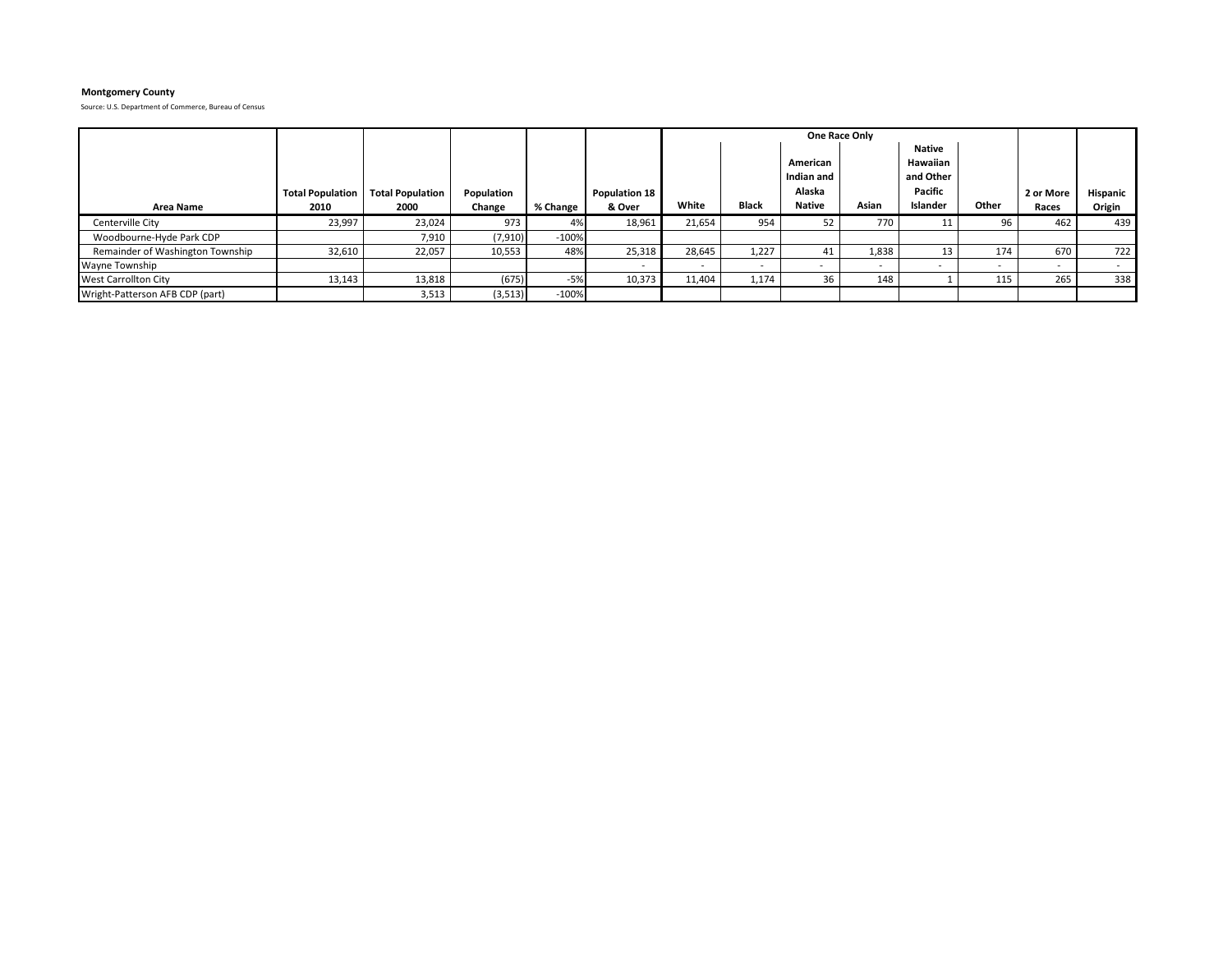**Montgomery County**

Source: U.S. Department of Commerce, Bureau of Census

| Area Name | Total Population 2010 | Total Population 2000 | Population Change | % Change | Population 18 & Over | One Race Only | | | | | | 2 or More Races | Hispanic Origin |
|---|---|---|---|---|---|---|---|---|---|---|---|---|---|
| | | | | | | White | Black | American Indian and Alaska Native | Asian | Native Hawaiian and Other Pacific Islander | Other | | |
| Centerville City | 23,997 | 23,024 | 973 | 4% | 18,961 | 21,654 | 954 | 52 | 770 | 11 | 96 | 462 | 439 |
| Woodbourne-Hyde Park CDP | | 7,910 | (7,910) | -100% | | | | | | | | | |
| Remainder of Washington Township | 32,610 | 22,057 | 10,553 | 48% | 25,318 | 28,645 | 1,227 | 41 | 1,838 | 13 | 174 | 670 | 722 |
| Wayne Township | | | | | - | - | - | - | - | - | - | - | - |
| West Carrollton City | 13,143 | 13,818 | (675) | -5% | 10,373 | 11,404 | 1,174 | 36 | 148 | 1 | 115 | 265 | 338 |
| Wright-Patterson AFB CDP (part) | | 3,513 | (3,513) | -100% | | | | | | | | | |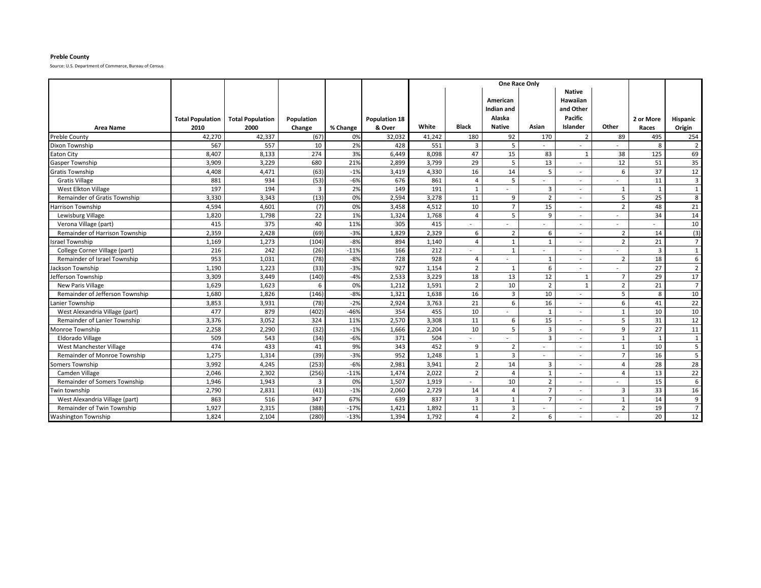**Preble County**

Source: U.S. Department of Commerce, Bureau of Census

| Area Name | Total Population 2010 | Total Population 2000 | Population Change | % Change | Population 18 & Over | One Race Only | | | | | | 2 or More Races | Hispanic Origin |
|---|---|---|---|---|---|---|---|---|---|---|---|---|---|
| | | | | | | White | Black | American Indian and Alaska Native | Asian | Native Hawaiian and Other Pacific Islander | Other | | |
| Preble County | 42,270 | 42,337 | (67) | 0% | 32,032 | 41,242 | 180 | 92 | 170 | 2 | 89 | 495 | 254 |
| Dixon Township | 567 | 557 | 10 | 2% | 428 | 551 | 3 | 5 | - | - | - | 8 | 2 |
| Eaton City | 8,407 | 8,133 | 274 | 3% | 6,449 | 8,098 | 47 | 15 | 83 | 1 | 38 | 125 | 69 |
| Gasper Township | 3,909 | 3,229 | 680 | 21% | 2,899 | 3,799 | 29 | 5 | 13 | - | 12 | 51 | 35 |
| Gratis Township | 4,408 | 4,471 | (63) | -1% | 3,419 | 4,330 | 16 | 14 | 5 | - | 6 | 37 | 12 |
| Gratis Village | 881 | 934 | (53) | -6% | 676 | 861 | 4 | 5 | - | - | - | 11 | 3 |
| West Elkton Village | 197 | 194 | 3 | 2% | 149 | 191 | 1 | - | 3 | - | 1 | 1 | 1 |
| Remainder of Gratis Township | 3,330 | 3,343 | (13) | 0% | 2,594 | 3,278 | 11 | 9 | 2 | - | 5 | 25 | 8 |
| Harrison Township | 4,594 | 4,601 | (7) | 0% | 3,458 | 4,512 | 10 | 7 | 15 | - | 2 | 48 | 21 |
| Lewisburg Village | 1,820 | 1,798 | 22 | 1% | 1,324 | 1,768 | 4 | 5 | 9 | - | - | 34 | 14 |
| Verona Village (part) | 415 | 375 | 40 | 11% | 305 | 415 | - | - | - | - | - | - | 10 |
| Remainder of Harrison Township | 2,359 | 2,428 | (69) | -3% | 1,829 | 2,329 | 6 | 2 | 6 | - | 2 | 14 | (3) |
| Israel Township | 1,169 | 1,273 | (104) | -8% | 894 | 1,140 | 4 | 1 | 1 | - | 2 | 21 | 7 |
| College Corner Village (part) | 216 | 242 | (26) | -11% | 166 | 212 | - | 1 | - | - | - | 3 | 1 |
| Remainder of Israel Township | 953 | 1,031 | (78) | -8% | 728 | 928 | 4 | - | 1 | - | 2 | 18 | 6 |
| Jackson Township | 1,190 | 1,223 | (33) | -3% | 927 | 1,154 | 2 | 1 | 6 | - | - | 27 | 2 |
| Jefferson Township | 3,309 | 3,449 | (140) | -4% | 2,533 | 3,229 | 18 | 13 | 12 | 1 | 7 | 29 | 17 |
| New Paris Village | 1,629 | 1,623 | 6 | 0% | 1,212 | 1,591 | 2 | 10 | 2 | 1 | 2 | 21 | 7 |
| Remainder of Jefferson Township | 1,680 | 1,826 | (146) | -8% | 1,321 | 1,638 | 16 | 3 | 10 | - | 5 | 8 | 10 |
| Lanier Township | 3,853 | 3,931 | (78) | -2% | 2,924 | 3,763 | 21 | 6 | 16 | - | 6 | 41 | 22 |
| West Alexandria Village (part) | 477 | 879 | (402) | -46% | 354 | 455 | 10 | - | 1 | - | 1 | 10 | 10 |
| Remainder of Lanier Township | 3,376 | 3,052 | 324 | 11% | 2,570 | 3,308 | 11 | 6 | 15 | - | 5 | 31 | 12 |
| Monroe Township | 2,258 | 2,290 | (32) | -1% | 1,666 | 2,204 | 10 | 5 | 3 | - | 9 | 27 | 11 |
| Eldorado Village | 509 | 543 | (34) | -6% | 371 | 504 | - | - | 3 | - | 1 | 1 | 1 |
| West Manchester Village | 474 | 433 | 41 | 9% | 343 | 452 | 9 | 2 | - | - | 1 | 10 | 5 |
| Remainder of Monroe Township | 1,275 | 1,314 | (39) | -3% | 952 | 1,248 | 1 | 3 | - | - | 7 | 16 | 5 |
| Somers Township | 3,992 | 4,245 | (253) | -6% | 2,981 | 3,941 | 2 | 14 | 3 | - | 4 | 28 | 28 |
| Camden Village | 2,046 | 2,302 | (256) | -11% | 1,474 | 2,022 | 2 | 4 | 1 | - | 4 | 13 | 22 |
| Remainder of Somers Township | 1,946 | 1,943 | 3 | 0% | 1,507 | 1,919 | - | 10 | 2 | - | - | 15 | 6 |
| Twin township | 2,790 | 2,831 | (41) | -1% | 2,060 | 2,729 | 14 | 4 | 7 | - | 3 | 33 | 16 |
| West Alexandria Village (part) | 863 | 516 | 347 | 67% | 639 | 837 | 3 | 1 | 7 | - | 1 | 14 | 9 |
| Remainder of Twin Township | 1,927 | 2,315 | (388) | -17% | 1,421 | 1,892 | 11 | 3 | - | - | 2 | 19 | 7 |
| Washington Township | 1,824 | 2,104 | (280) | -13% | 1,394 | 1,792 | 4 | 2 | 6 | - | - | 20 | 12 |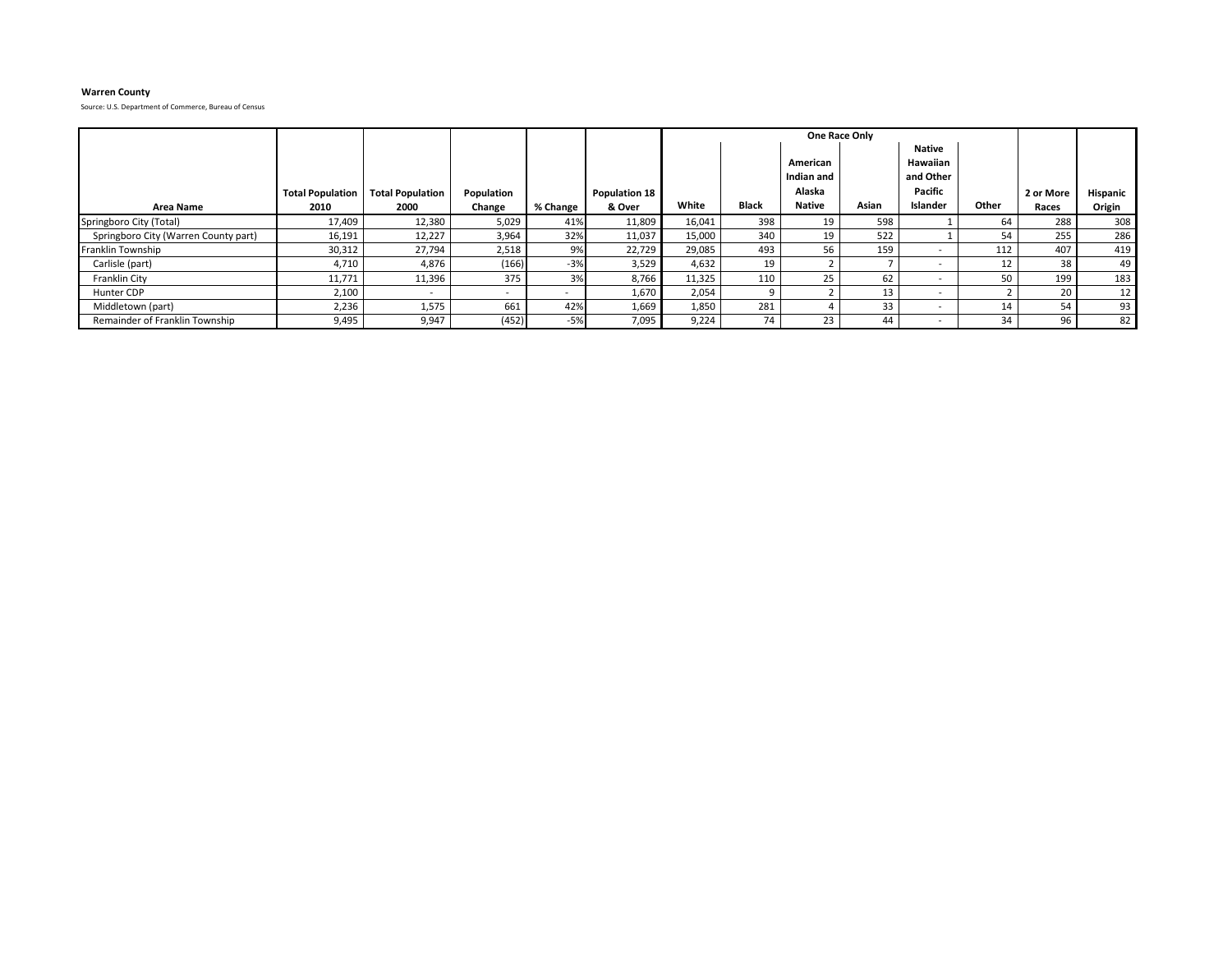**Warren County**

Source: U.S. Department of Commerce, Bureau of Census

| Area Name | Total Population 2010 | Total Population 2000 | Population Change | % Change | Population 18 & Over | One Race Only | | | | | | 2 or More Races | Hispanic Origin |
|---|---|---|---|---|---|---|---|---|---|---|---|---|---|
| | | | | | | White | Black | American Indian and Alaska Native | Asian | Native Hawaiian and Other Pacific Islander | Other | | |
| Springboro City (Total) | 17,409 | 12,380 | 5,029 | 41% | 11,809 | 16,041 | 398 | 19 | 598 | 1 | 64 | 288 | 308 |
| Springboro City (Warren County part) | 16,191 | 12,227 | 3,964 | 32% | 11,037 | 15,000 | 340 | 19 | 522 | 1 | 54 | 255 | 286 |
| Franklin Township | 30,312 | 27,794 | 2,518 | 9% | 22,729 | 29,085 | 493 | 56 | 159 | - | 112 | 407 | 419 |
| Carlisle (part) | 4,710 | 4,876 | (166) | -3% | 3,529 | 4,632 | 19 | 2 | 7 | - | 12 | 38 | 49 |
| Franklin City | 11,771 | 11,396 | 375 | 3% | 8,766 | 11,325 | 110 | 25 | 62 | - | 50 | 199 | 183 |
| Hunter CDP | 2,100 | - | - | - | 1,670 | 2,054 | 9 | 2 | 13 | - | 2 | 20 | 12 |
| Middletown (part) | 2,236 | 1,575 | 661 | 42% | 1,669 | 1,850 | 281 | 4 | 33 | - | 14 | 54 | 93 |
| Remainder of Franklin Township | 9,495 | 9,947 | (452) | -5% | 7,095 | 9,224 | 74 | 23 | 44 | - | 34 | 96 | 82 |